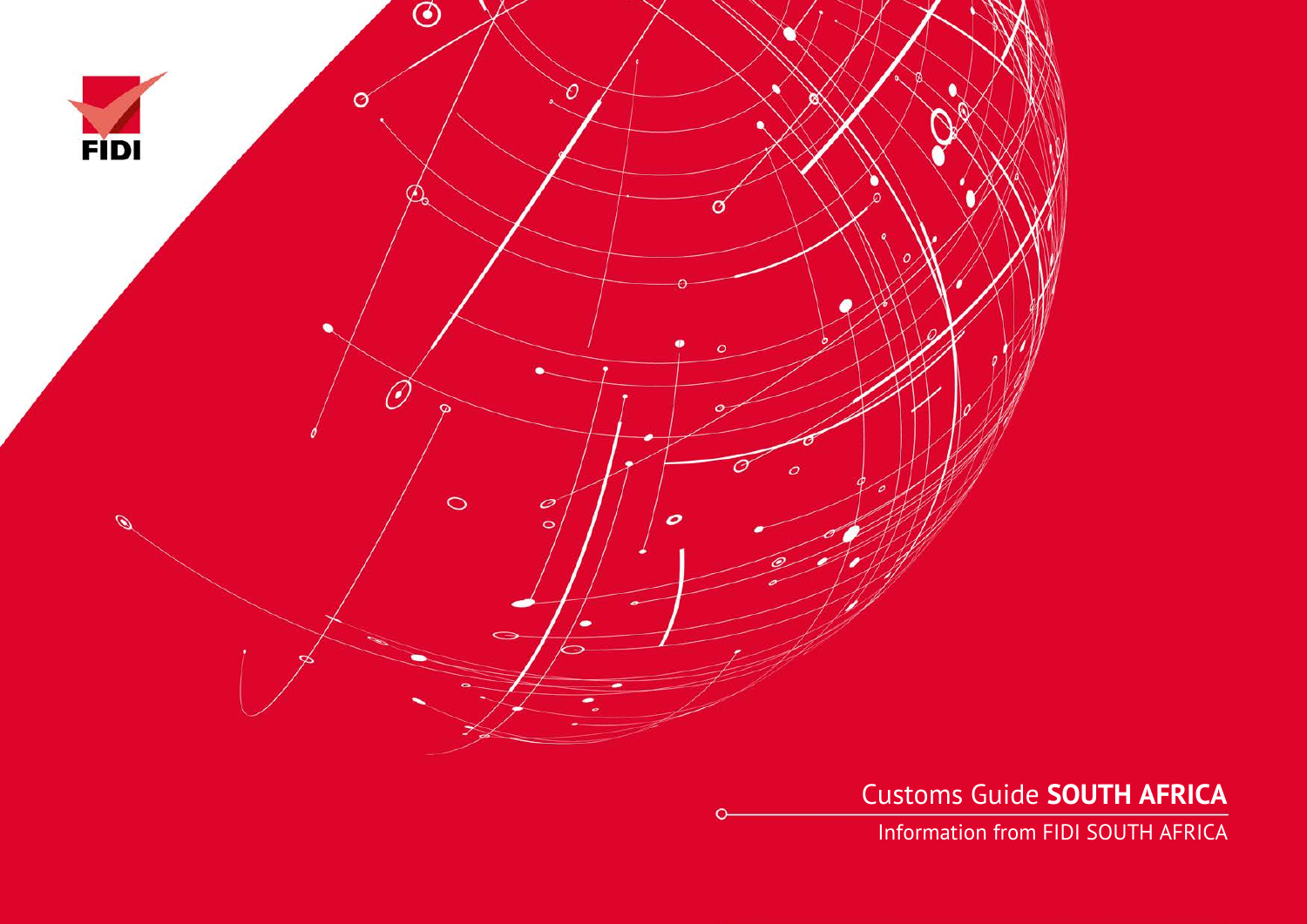FIDI

# Customs Guide **SOUTH AFRICA**

Information from FIDI SOUTH AFRICA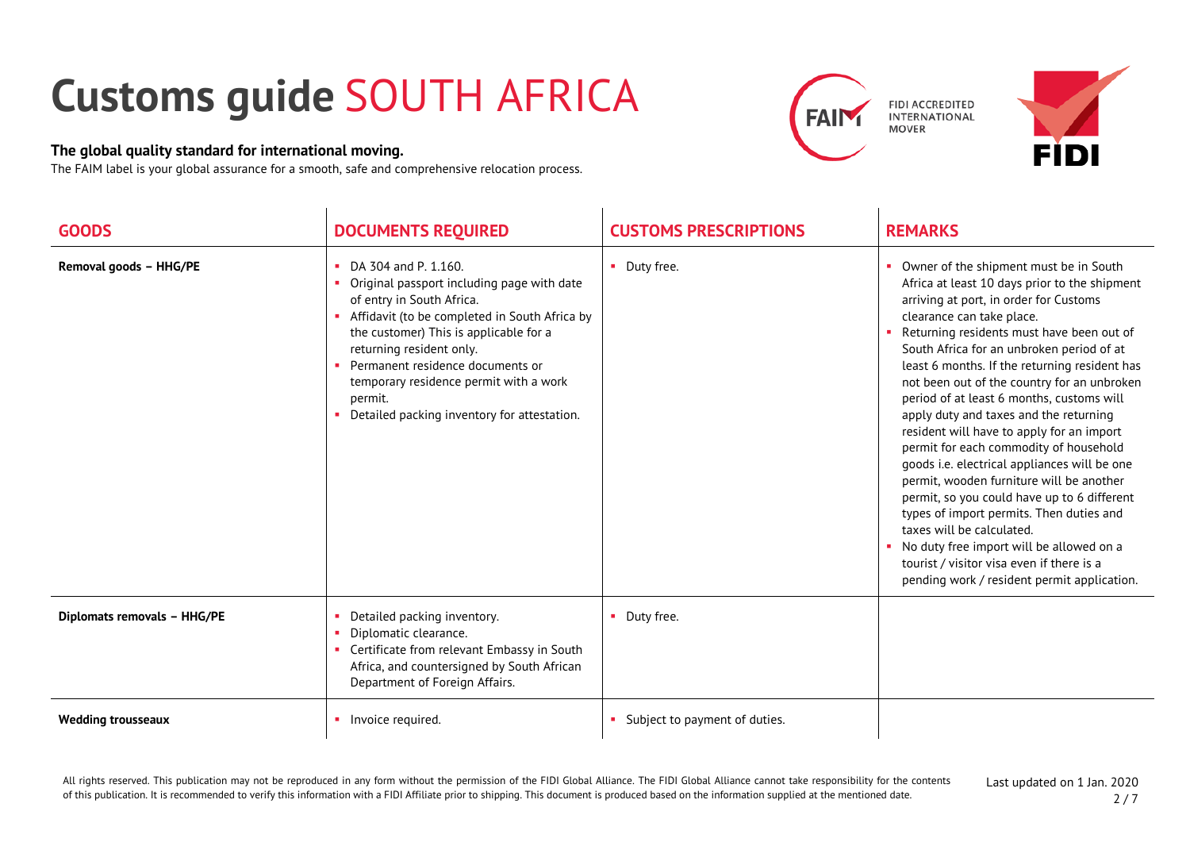# Customs guide SOUTH AFRICA

**The global quality standard for international moving.**

The FAIM label is your global assurance for a smooth, safe and comprehensive relocation process.

| GOODS | DOCUMENTS REQUIRED | CUSTOMS PRESCRIPTIONS | REMARKS |
|---|---|---|---|
| **Removal goods – HHG/PE** | • DA 304 and P. 1.160.<br>• Original passport including page with date of entry in South Africa.<br>• Affidavit (to be completed in South Africa by the customer) This is applicable for a returning resident only.<br>• Permanent residence documents or temporary residence permit with a work permit.<br>• Detailed packing inventory for attestation. | • Duty free. | • Owner of the shipment must be in South Africa at least 10 days prior to the shipment arriving at port, in order for Customs clearance can take place.<br>• Returning residents must have been out of South Africa for an unbroken period of at least 6 months. If the returning resident has not been out of the country for an unbroken period of at least 6 months, customs will apply duty and taxes and the returning resident will have to apply for an import permit for each commodity of household goods i.e. electrical appliances will be one permit, wooden furniture will be another permit, so you could have up to 6 different types of import permits. Then duties and taxes will be calculated.<br>• No duty free import will be allowed on a tourist / visitor visa even if there is a pending work / resident permit application. |
| **Diplomats removals – HHG/PE** | • Detailed packing inventory.<br>• Diplomatic clearance.<br>• Certificate from relevant Embassy in South Africa, and countersigned by South African Department of Foreign Affairs. | • Duty free. | |
| **Wedding trousseaux** | • Invoice required. | • Subject to payment of duties. | |

All rights reserved. This publication may not be reproduced in any form without the permission of the FIDI Global Alliance. The FIDI Global Alliance cannot take responsibility for the contents of this publication. It is recommended to verify this information with a FIDI Affiliate prior to shipping. This document is produced based on the information supplied at the mentioned date.

Last updated on 1 Jan. 2020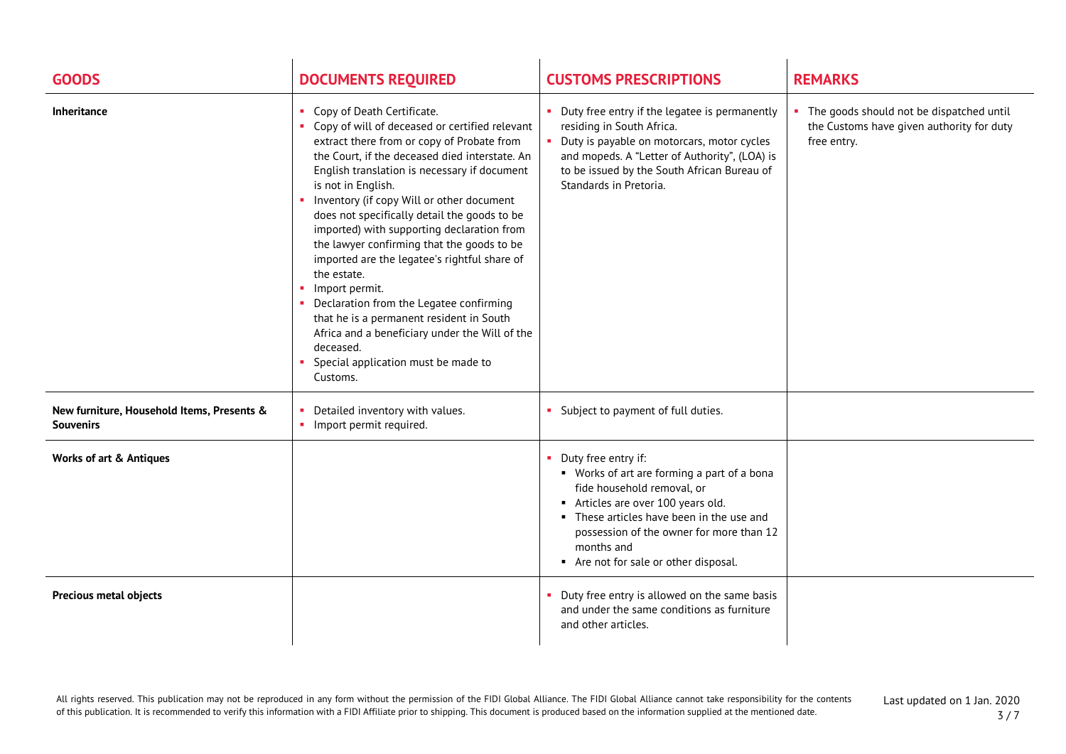| GOODS | DOCUMENTS REQUIRED | CUSTOMS PRESCRIPTIONS | REMARKS |
|---|---|---|---|
| **Inheritance** | • Copy of Death Certificate.<br>• Copy of will of deceased or certified relevant extract there from or copy of Probate from the Court, if the deceased died interstate. An English translation is necessary if document is not in English.<br>• Inventory (if copy Will or other document does not specifically detail the goods to be imported) with supporting declaration from the lawyer confirming that the goods to be imported are the legatee's rightful share of the estate.<br>• Import permit.<br>• Declaration from the Legatee confirming that he is a permanent resident in South Africa and a beneficiary under the Will of the deceased.<br>• Special application must be made to Customs. | • Duty free entry if the legatee is permanently residing in South Africa.<br>• Duty is payable on motorcars, motor cycles and mopeds. A "Letter of Authority", (LOA) is to be issued by the South African Bureau of Standards in Pretoria. | • The goods should not be dispatched until the Customs have given authority for duty free entry. |
| **New furniture, Household Items, Presents & Souvenirs** | • Detailed inventory with values.<br>• Import permit required. | • Subject to payment of full duties. | |
| **Works of art & Antiques** | | • Duty free entry if:<br>  ▪ Works of art are forming a part of a bona fide household removal, or<br>  ▪ Articles are over 100 years old.<br>  ▪ These articles have been in the use and possession of the owner for more than 12 months and<br>  ▪ Are not for sale or other disposal. | |
| **Precious metal objects** | | • Duty free entry is allowed on the same basis and under the same conditions as furniture and other articles. | |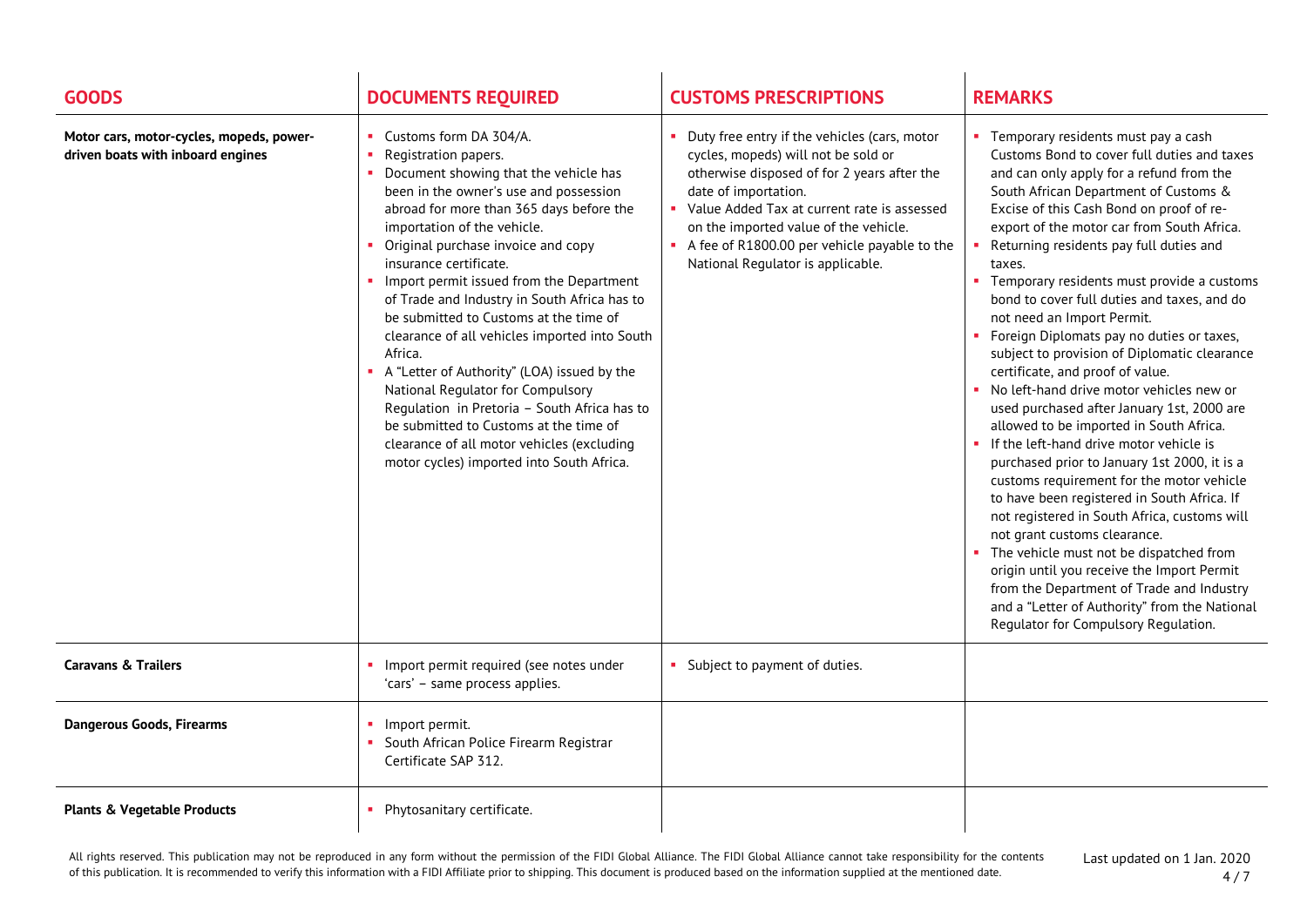| GOODS | DOCUMENTS REQUIRED | CUSTOMS PRESCRIPTIONS | REMARKS |
|---|---|---|---|
| **Motor cars, motor-cycles, mopeds, power-driven boats with inboard engines** | ▪ Customs form DA 304/A.<br>▪ Registration papers.<br>▪ Document showing that the vehicle has been in the owner's use and possession abroad for more than 365 days before the importation of the vehicle.<br>▪ Original purchase invoice and copy insurance certificate.<br>▪ Import permit issued from the Department of Trade and Industry in South Africa has to be submitted to Customs at the time of clearance of all vehicles imported into South Africa.<br>▪ A "Letter of Authority" (LOA) issued by the National Regulator for Compulsory Regulation in Pretoria – South Africa has to be submitted to Customs at the time of clearance of all motor vehicles (excluding motor cycles) imported into South Africa. | ▪ Duty free entry if the vehicles (cars, motor cycles, mopeds) will not be sold or otherwise disposed of for 2 years after the date of importation.<br>▪ Value Added Tax at current rate is assessed on the imported value of the vehicle.<br>▪ A fee of R1800.00 per vehicle payable to the National Regulator is applicable. | ▪ Temporary residents must pay a cash Customs Bond to cover full duties and taxes and can only apply for a refund from the South African Department of Customs & Excise of this Cash Bond on proof of re-export of the motor car from South Africa.<br>▪ Returning residents pay full duties and taxes.<br>▪ Temporary residents must provide a customs bond to cover full duties and taxes, and do not need an Import Permit.<br>▪ Foreign Diplomats pay no duties or taxes, subject to provision of Diplomatic clearance certificate, and proof of value.<br>▪ No left-hand drive motor vehicles new or used purchased after January 1st, 2000 are allowed to be imported in South Africa.<br>▪ If the left-hand drive motor vehicle is purchased prior to January 1st 2000, it is a customs requirement for the motor vehicle to have been registered in South Africa. If not registered in South Africa, customs will not grant customs clearance.<br>▪ The vehicle must not be dispatched from origin until you receive the Import Permit from the Department of Trade and Industry and a "Letter of Authority" from the National Regulator for Compulsory Regulation. |
| **Caravans & Trailers** | ▪ Import permit required (see notes under 'cars' – same process applies. | ▪ Subject to payment of duties. | |
| **Dangerous Goods, Firearms** | ▪ Import permit.<br>▪ South African Police Firearm Registrar Certificate SAP 312. | | |
| **Plants & Vegetable Products** | ▪ Phytosanitary certificate. | | |

All rights reserved. This publication may not be reproduced in any form without the permission of the FIDI Global Alliance. The FIDI Global Alliance cannot take responsibility for the contents of this publication. It is recommended to verify this information with a FIDI Affiliate prior to shipping. This document is produced based on the information supplied at the mentioned date.

Last updated on 1 Jan. 2020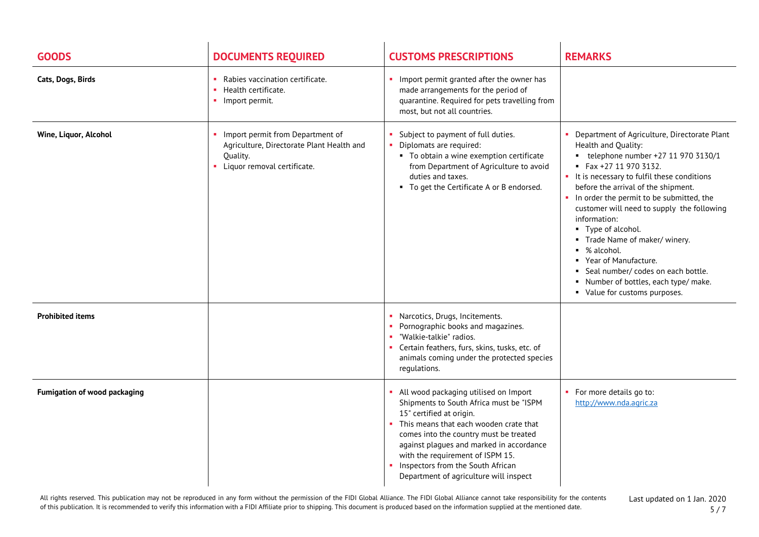| GOODS | DOCUMENTS REQUIRED | CUSTOMS PRESCRIPTIONS | REMARKS |
|---|---|---|---|
| **Cats, Dogs, Birds** | - Rabies vaccination certificate.<br>- Health certificate.<br>- Import permit. | - Import permit granted after the owner has made arrangements for the period of quarantine. Required for pets travelling from most, but not all countries. | |
| **Wine, Liquor, Alcohol** | - Import permit from Department of Agriculture, Directorate Plant Health and Quality.<br>- Liquor removal certificate. | - Subject to payment of full duties.<br>- Diplomats are required:<br>  - To obtain a wine exemption certificate from Department of Agriculture to avoid duties and taxes.<br>  - To get the Certificate A or B endorsed. | - Department of Agriculture, Directorate Plant Health and Quality:<br>  - telephone number +27 11 970 3130/1<br>  - Fax +27 11 970 3132.<br>- It is necessary to fulfil these conditions before the arrival of the shipment.<br>- In order the permit to be submitted, the customer will need to supply the following information:<br>  - Type of alcohol.<br>  - Trade Name of maker/ winery.<br>  - % alcohol.<br>  - Year of Manufacture.<br>  - Seal number/ codes on each bottle.<br>  - Number of bottles, each type/ make.<br>  - Value for customs purposes. |
| **Prohibited items** | | - Narcotics, Drugs, Incitements.<br>- Pornographic books and magazines.<br>- "Walkie-talkie" radios.<br>- Certain feathers, furs, skins, tusks, etc. of animals coming under the protected species regulations. | |
| **Fumigation of wood packaging** | | - All wood packaging utilised on Import Shipments to South Africa must be "ISPM 15" certified at origin.<br>- This means that each wooden crate that comes into the country must be treated against plagues and marked in accordance with the requirement of ISPM 15.<br>- Inspectors from the South African Department of agriculture will inspect | - For more details go to: http://www.nda.agric.za |

All rights reserved. This publication may not be reproduced in any form without the permission of the FIDI Global Alliance. The FIDI Global Alliance cannot take responsibility for the contents of this publication. It is recommended to verify this information with a FIDI Affiliate prior to shipping. This document is produced based on the information supplied at the mentioned date.

Last updated on 1 Jan. 2020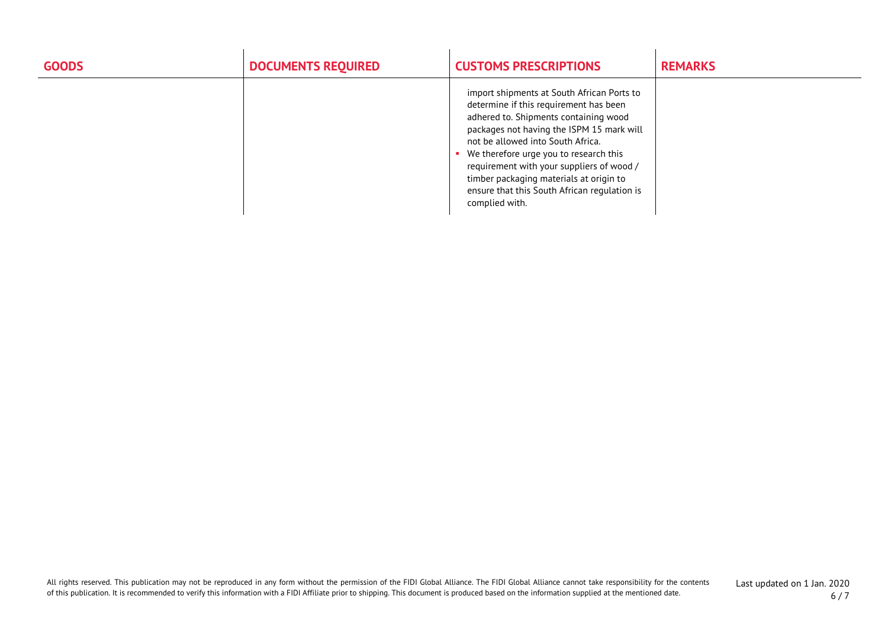| GOODS | DOCUMENTS REQUIRED | CUSTOMS PRESCRIPTIONS | REMARKS |
|---|---|---|---|
| | | import shipments at South African Ports to determine if this requirement has been adhered to. Shipments containing wood packages not having the ISPM 15 mark will not be allowed into South Africa.<br>▪ We therefore urge you to research this requirement with your suppliers of wood / timber packaging materials at origin to ensure that this South African regulation is complied with. | |

All rights reserved. This publication may not be reproduced in any form without the permission of the FIDI Global Alliance. The FIDI Global Alliance cannot take responsibility for the contents of this publication. It is recommended to verify this information with a FIDI Affiliate prior to shipping. This document is produced based on the information supplied at the mentioned date.

Last updated on 1 Jan. 2020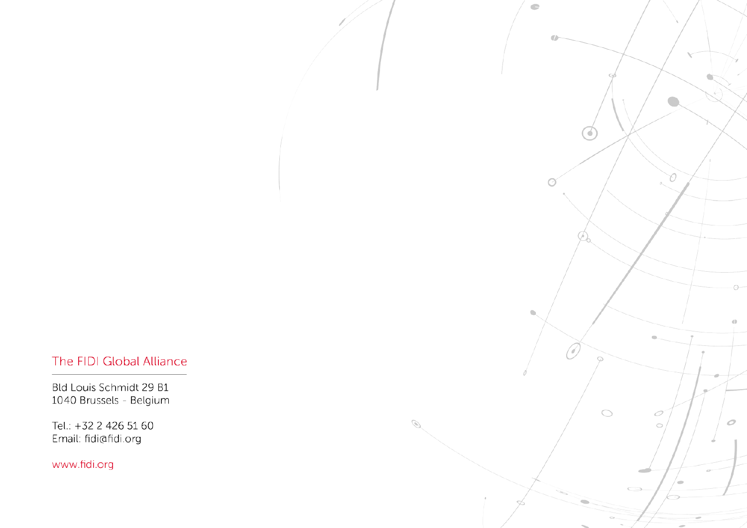The FIDI Global Alliance

Bld Louis Schmidt 29 B1
1040 Brussels - Belgium

Tel.: +32 2 426 51 60
Email: fidi@fidi.org

www.fidi.org